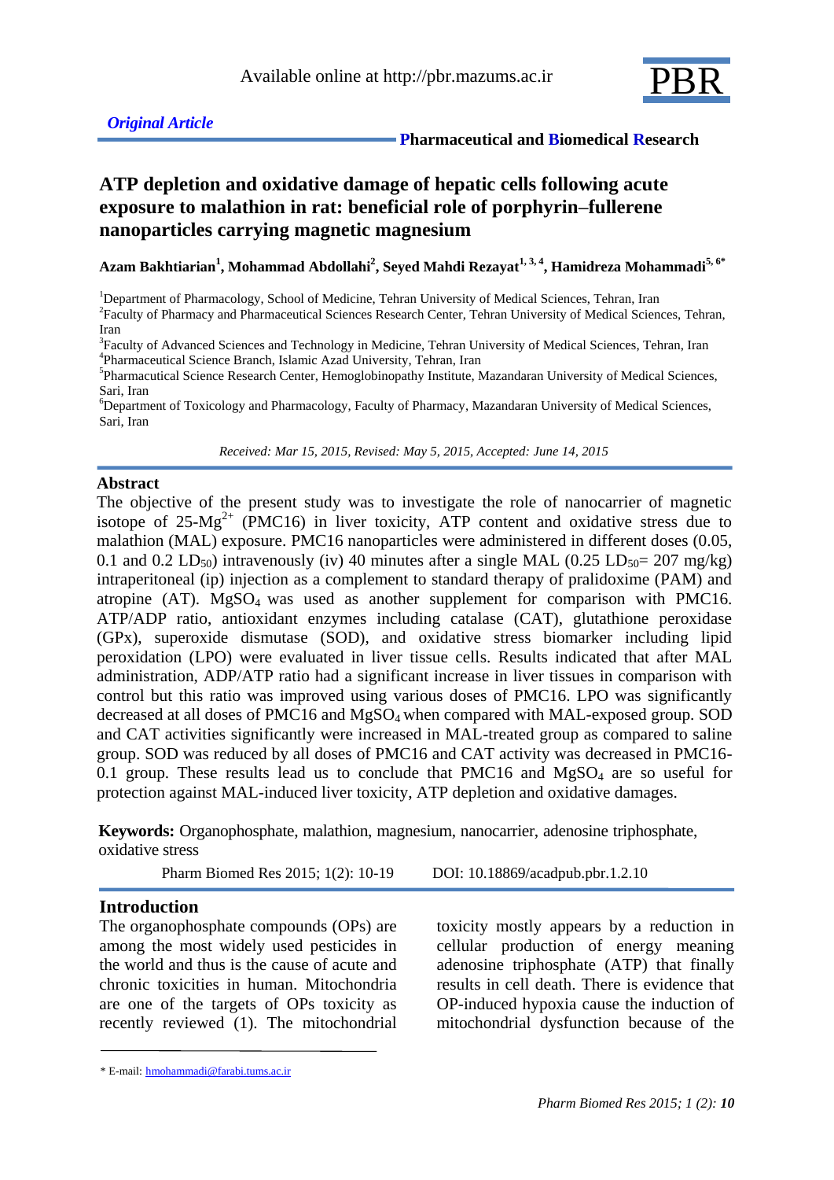*Original Article*

**Pharmaceutical and Biomedical Research**

# ATP depletion and oxidative damage of hepatic cells following acute exposure to malathion in rat: beneficial role of porphyrin–fullerene nanoparticles carrying magnetic magnesium

**Azam Bakhtiarian[1], Mohammad Abdollahi[2], Seyed Mahdi Rezayat[1, 3, 4], Hamidreza Mohammadi[5, 6*]**

[1]Department of Pharmacology, School of Medicine, Tehran University of Medical Sciences, Tehran, Iran
[2]Faculty of Pharmacy and Pharmaceutical Sciences Research Center, Tehran University of Medical Sciences, Tehran, Iran
[3]Faculty of Advanced Sciences and Technology in Medicine, Tehran University of Medical Sciences, Tehran, Iran
[4]Pharmaceutical Science Branch, Islamic Azad University, Tehran, Iran
[5]Pharmaceutical Science Research Center, Hemoglobinopathy Institute, Mazandaran University of Medical Sciences, Sari, Iran
[6]Department of Toxicology and Pharmacology, Faculty of Pharmacy, Mazandaran University of Medical Sciences, Sari, Iran

*Received: Mar 15, 2015, Revised: May 5, 2015, Accepted: June 14, 2015*

## Abstract

The objective of the present study was to investigate the role of nanocarrier of magnetic isotope of 25-$Mg^{2+}$ (PMC16) in liver toxicity, ATP content and oxidative stress due to malathion (MAL) exposure. PMC16 nanoparticles were administered in different doses (0.05, 0.1 and 0.2 $LD_{50}$) intravenously (iv) 40 minutes after a single MAL (0.25 $LD_{50}$= 207 mg/kg) intraperitoneal (ip) injection as a complement to standard therapy of pralidoxime (PAM) and atropine (AT). $MgSO_4$ was used as another supplement for comparison with PMC16. ATP/ADP ratio, antioxidant enzymes including catalase (CAT), glutathione peroxidase (GPx), superoxide dismutase (SOD), and oxidative stress biomarker including lipid peroxidation (LPO) were evaluated in liver tissue cells. Results indicated that after MAL administration, ADP/ATP ratio had a significant increase in liver tissues in comparison with control but this ratio was improved using various doses of PMC16. LPO was significantly decreased at all doses of PMC16 and $MgSO_4$ when compared with MAL-exposed group. SOD and CAT activities significantly were increased in MAL-treated group as compared to saline group. SOD was reduced by all doses of PMC16 and CAT activity was decreased in PMC16-0.1 group. These results lead us to conclude that PMC16 and $MgSO_4$ are so useful for protection against MAL-induced liver toxicity, ATP depletion and oxidative damages.

**Keywords:** Organophosphate, malathion, magnesium, nanocarrier, adenosine triphosphate, oxidative stress

Pharm Biomed Res 2015; 1(2): 10-19 DOI: 10.18869/acadpub.pbr.1.2.10

## Introduction

The organophosphate compounds (OPs) are among the most widely used pesticides in the world and thus is the cause of acute and chronic toxicities in human. Mitochondria are one of the targets of OPs toxicity as recently reviewed (1). The mitochondrial toxicity mostly appears by a reduction in cellular production of energy meaning adenosine triphosphate (ATP) that finally results in cell death. There is evidence that OP-induced hypoxia cause the induction of mitochondrial dysfunction because of the

* E-mail: hmohammadi@farabi.tums.ac.ir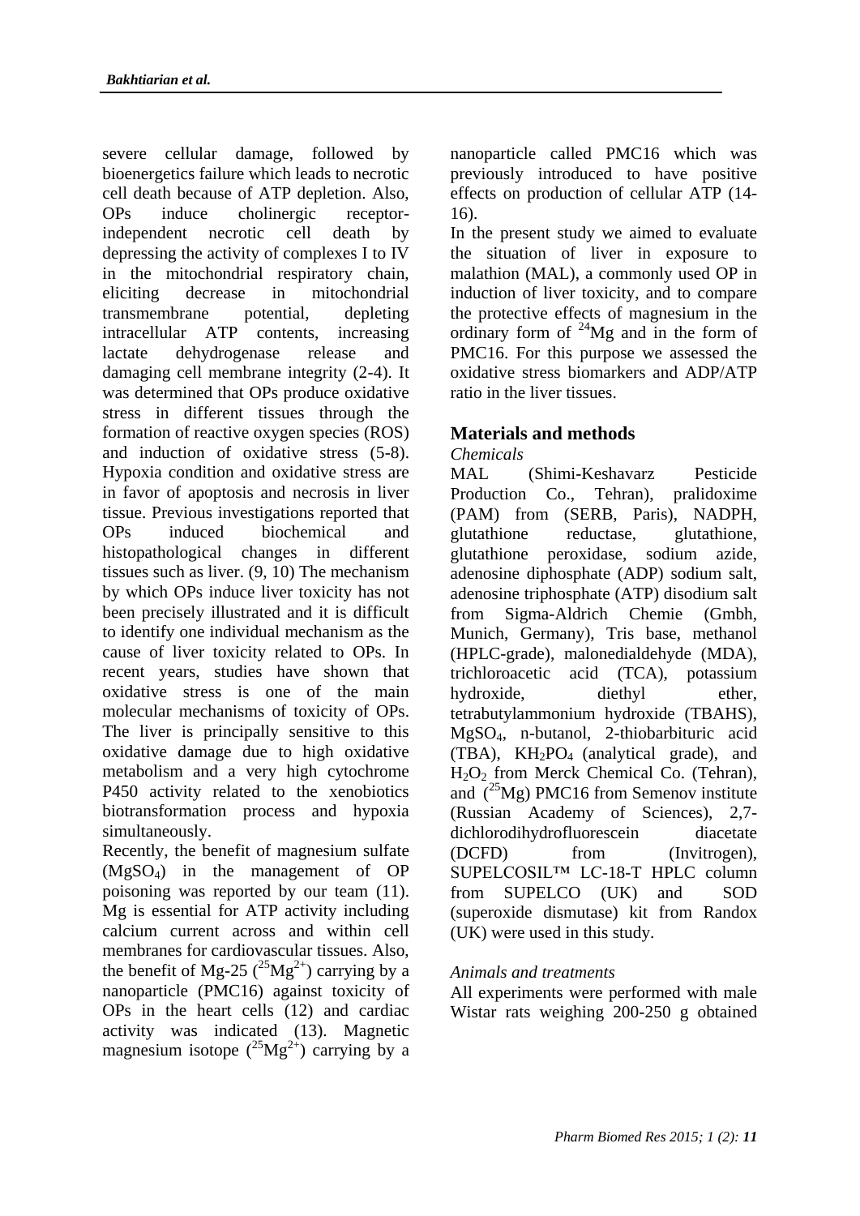severe cellular damage, followed by bioenergetics failure which leads to necrotic cell death because of ATP depletion. Also, OPs induce cholinergic receptor-independent necrotic cell death by depressing the activity of complexes I to IV in the mitochondrial respiratory chain, eliciting decrease in mitochondrial transmembrane potential, depleting intracellular ATP contents, increasing lactate dehydrogenase release and damaging cell membrane integrity (2-4). It was determined that OPs produce oxidative stress in different tissues through the formation of reactive oxygen species (ROS) and induction of oxidative stress (5-8). Hypoxia condition and oxidative stress are in favor of apoptosis and necrosis in liver tissue. Previous investigations reported that OPs induced biochemical and histopathological changes in different tissues such as liver. (9, 10) The mechanism by which OPs induce liver toxicity has not been precisely illustrated and it is difficult to identify one individual mechanism as the cause of liver toxicity related to OPs. In recent years, studies have shown that oxidative stress is one of the main molecular mechanisms of toxicity of OPs. The liver is principally sensitive to this oxidative damage due to high oxidative metabolism and a very high cytochrome P450 activity related to the xenobiotics biotransformation process and hypoxia simultaneously.

Recently, the benefit of magnesium sulfate ($MgSO_4$) in the management of OP poisoning was reported by our team (11). Mg is essential for ATP activity including calcium current across and within cell membranes for cardiovascular tissues. Also, the benefit of Mg-25 ($^{25}Mg^{2+}$) carrying by a nanoparticle (PMC16) against toxicity of OPs in the heart cells (12) and cardiac activity was indicated (13). Magnetic magnesium isotope ($^{25}Mg^{2+}$) carrying by a nanoparticle called PMC16 which was previously introduced to have positive effects on production of cellular ATP (14-16).

In the present study we aimed to evaluate the situation of liver in exposure to malathion (MAL), a commonly used OP in induction of liver toxicity, and to compare the protective effects of magnesium in the ordinary form of $^{24}Mg$ and in the form of PMC16. For this purpose we assessed the oxidative stress biomarkers and ADP/ATP ratio in the liver tissues.

## Materials and methods

*Chemicals*

MAL (Shimi-Keshavarz Pesticide Production Co., Tehran), pralidoxime (PAM) from (SERB, Paris), NADPH, glutathione reductase, glutathione, glutathione peroxidase, sodium azide, adenosine diphosphate (ADP) sodium salt, adenosine triphosphate (ATP) disodium salt from Sigma-Aldrich Chemie (Gmbh, Munich, Germany), Tris base, methanol (HPLC-grade), malonedialdehyde (MDA), trichloroacetic acid (TCA), potassium hydroxide, diethyl ether, tetrabutylammonium hydroxide (TBAHS), $MgSO_4$, n-butanol, 2-thiobarbituric acid (TBA), $KH_2PO_4$ (analytical grade), and $H_2O_2$ from Merck Chemical Co. (Tehran), and ($^{25}Mg$) PMC16 from Semenov institute (Russian Academy of Sciences), 2,7-dichlorodihydrofluorescein diacetate (DCFD) from (Invitrogen), SUPELCOSIL™ LC-18-T HPLC column from SUPELCO (UK) and SOD (superoxide dismutase) kit from Randox (UK) were used in this study.

*Animals and treatments*

All experiments were performed with male Wistar rats weighing 200-250 g obtained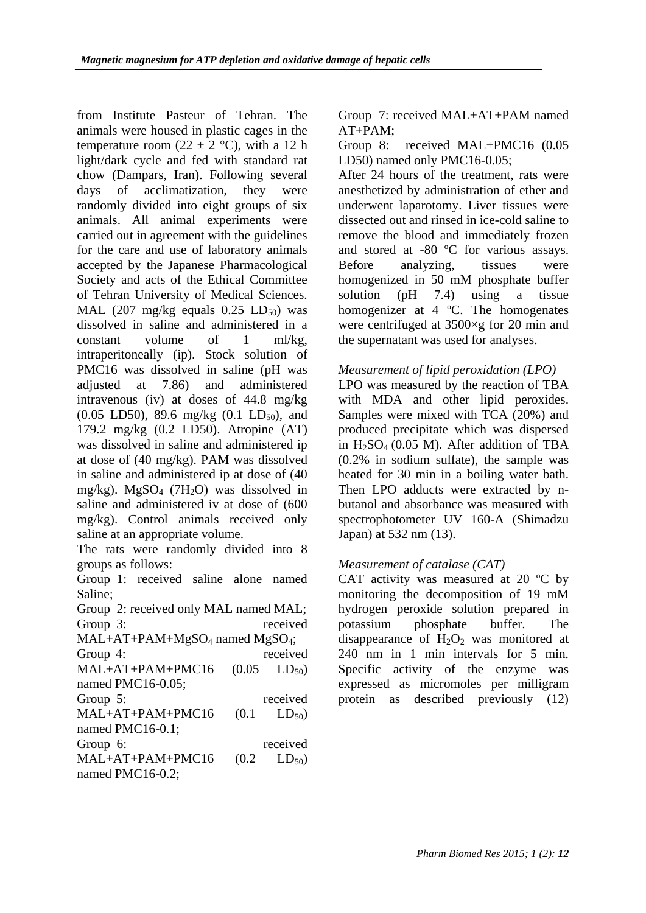from Institute Pasteur of Tehran. The animals were housed in plastic cages in the temperature room (22 ± 2 °C), with a 12 h light/dark cycle and fed with standard rat chow (Dampars, Iran). Following several days of acclimatization, they were randomly divided into eight groups of six animals. All animal experiments were carried out in agreement with the guidelines for the care and use of laboratory animals accepted by the Japanese Pharmacological Society and acts of the Ethical Committee of Tehran University of Medical Sciences. MAL (207 mg/kg equals 0.25 $LD_{50}$) was dissolved in saline and administered in a constant volume of 1 ml/kg, intraperitoneally (ip). Stock solution of PMC16 was dissolved in saline (pH was adjusted at 7.86) and administered intravenous (iv) at doses of 44.8 mg/kg (0.05 LD50), 89.6 mg/kg (0.1 $LD_{50}$), and 179.2 mg/kg (0.2 LD50). Atropine (AT) was dissolved in saline and administered ip at dose of (40 mg/kg). PAM was dissolved in saline and administered ip at dose of (40 mg/kg). $MgSO_4$ ($7H_2O$) was dissolved in saline and administered iv at dose of (600 mg/kg). Control animals received only saline at an appropriate volume.

The rats were randomly divided into 8 groups as follows:

Group 1: received saline alone named Saline;

Group 2: received only MAL named MAL;

Group 3: received MAL+AT+PAM+$MgSO_4$ named $MgSO_4$;

Group 4: received MAL+AT+PAM+PMC16 (0.05 $LD_{50}$) named PMC16-0.05;

Group 5: received MAL+AT+PAM+PMC16 (0.1 $LD_{50}$) named PMC16-0.1;

Group 6: received MAL+AT+PAM+PMC16 (0.2 $LD_{50}$) named PMC16-0.2;

Group 7: received MAL+AT+PAM named AT+PAM;

Group 8: received MAL+PMC16 (0.05 LD50) named only PMC16-0.05;

After 24 hours of the treatment, rats were anesthetized by administration of ether and underwent laparotomy. Liver tissues were dissected out and rinsed in ice-cold saline to remove the blood and immediately frozen and stored at -80 ºC for various assays. Before analyzing, tissues were homogenized in 50 mM phosphate buffer solution (pH 7.4) using a tissue homogenizer at 4 ºC. The homogenates were centrifuged at 3500×g for 20 min and the supernatant was used for analyses.

### *Measurement of lipid peroxidation (LPO)*

LPO was measured by the reaction of TBA with MDA and other lipid peroxides. Samples were mixed with TCA (20%) and produced precipitate which was dispersed in $H_2SO_4$ (0.05 M). After addition of TBA (0.2% in sodium sulfate), the sample was heated for 30 min in a boiling water bath. Then LPO adducts were extracted by n-butanol and absorbance was measured with spectrophotometer UV 160-A (Shimadzu Japan) at 532 nm (13).

### *Measurement of catalase (CAT)*

CAT activity was measured at 20 ºC by monitoring the decomposition of 19 mM hydrogen peroxide solution prepared in potassium phosphate buffer. The disappearance of $H_2O_2$ was monitored at 240 nm in 1 min intervals for 5 min. Specific activity of the enzyme was expressed as micromoles per milligram protein as described previously (12)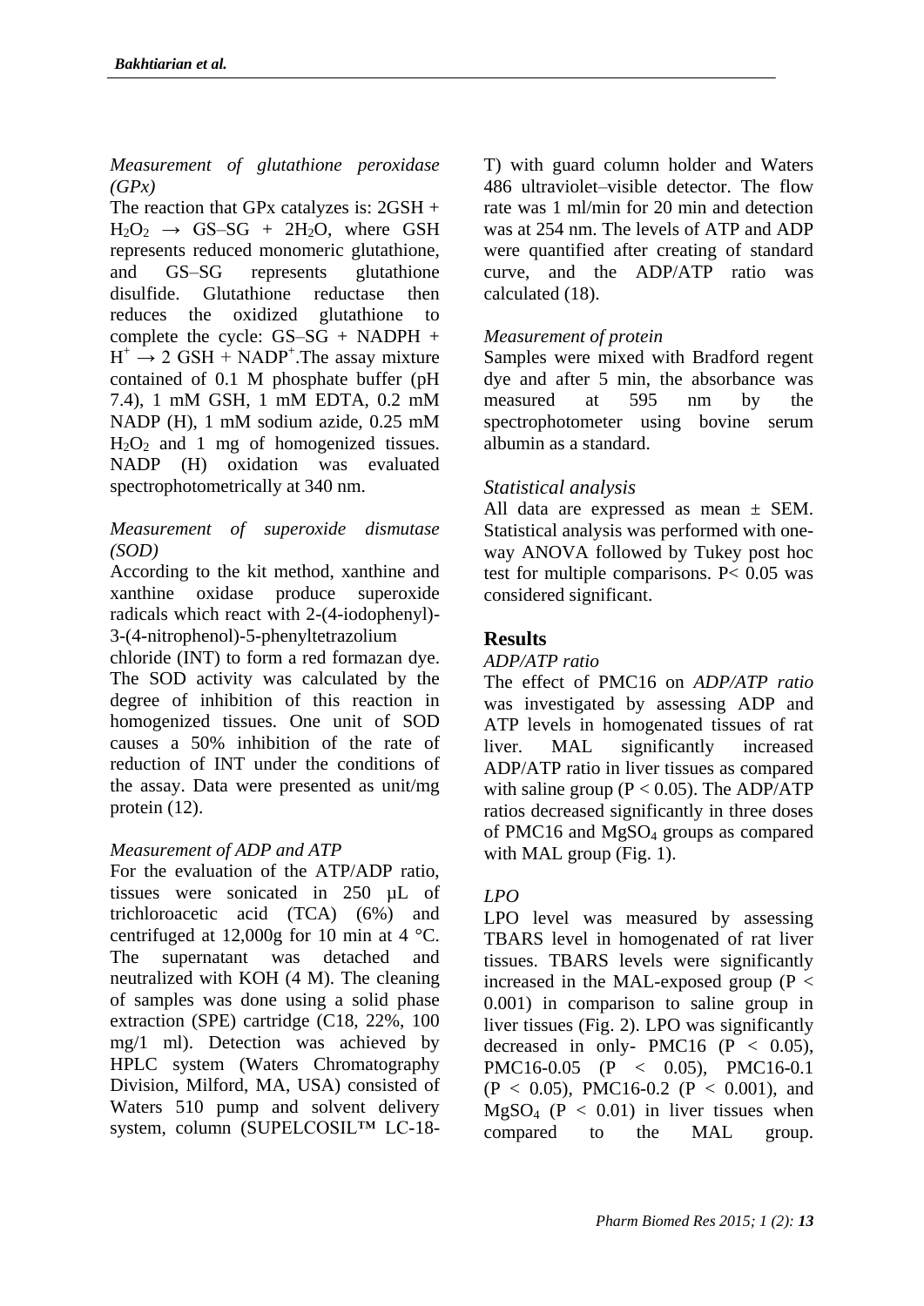*Measurement of glutathione peroxidase (GPx)*

The reaction that GPx catalyzes is: 2GSH + $H_2O_2$ → GS–SG + $2H_2O$, where GSH represents reduced monomeric glutathione, and GS–SG represents glutathione disulfide. Glutathione reductase then reduces the oxidized glutathione to complete the cycle: GS–SG + NADPH + $H^+$ → 2 GSH + $NADP^+$.The assay mixture contained of 0.1 M phosphate buffer (pH 7.4), 1 mM GSH, 1 mM EDTA, 0.2 mM NADP (H), 1 mM sodium azide, 0.25 mM $H_2O_2$ and 1 mg of homogenized tissues. NADP (H) oxidation was evaluated spectrophotometrically at 340 nm.

*Measurement of superoxide dismutase (SOD)*

According to the kit method, xanthine and xanthine oxidase produce superoxide radicals which react with 2-(4-iodophenyl)-3-(4-nitrophenol)-5-phenyltetrazolium chloride (INT) to form a red formazan dye. The SOD activity was calculated by the degree of inhibition of this reaction in homogenized tissues. One unit of SOD causes a 50% inhibition of the rate of reduction of INT under the conditions of the assay. Data were presented as unit/mg protein (12).

*Measurement of ADP and ATP*

For the evaluation of the ATP/ADP ratio, tissues were sonicated in 250 µL of trichloroacetic acid (TCA) (6%) and centrifuged at 12,000g for 10 min at 4 °C. The supernatant was detached and neutralized with KOH (4 M). The cleaning of samples was done using a solid phase extraction (SPE) cartridge (C18, 22%, 100 mg/1 ml). Detection was achieved by HPLC system (Waters Chromatography Division, Milford, MA, USA) consisted of Waters 510 pump and solvent delivery system, column (SUPELCOSIL™ LC-18-T) with guard column holder and Waters 486 ultraviolet–visible detector. The flow rate was 1 ml/min for 20 min and detection was at 254 nm. The levels of ATP and ADP were quantified after creating of standard curve, and the ADP/ATP ratio was calculated (18).

*Measurement of protein*

Samples were mixed with Bradford regent dye and after 5 min, the absorbance was measured at 595 nm by the spectrophotometer using bovine serum albumin as a standard.

### *Statistical analysis*

All data are expressed as mean ± SEM. Statistical analysis was performed with one-way ANOVA followed by Tukey post hoc test for multiple comparisons. $P < 0.05$ was considered significant.

## Results

*ADP/ATP ratio*

The effect of PMC16 on *ADP/ATP ratio* was investigated by assessing ADP and ATP levels in homogenated tissues of rat liver. MAL significantly increased ADP/ATP ratio in liver tissues as compared with saline group ($P < 0.05$). The ADP/ATP ratios decreased significantly in three doses of PMC16 and $MgSO_4$ groups as compared with MAL group (Fig. 1).

*LPO*

LPO level was measured by assessing TBARS level in homogenated of rat liver tissues. TBARS levels were significantly increased in the MAL-exposed group ($P < 0.001$) in comparison to saline group in liver tissues (Fig. 2). LPO was significantly decreased in only- PMC16 ($P < 0.05$), PMC16-0.05 ($P < 0.05$), PMC16-0.1 ($P < 0.05$), PMC16-0.2 ($P < 0.001$), and $MgSO_4$ ($P < 0.01$) in liver tissues when compared to the MAL group.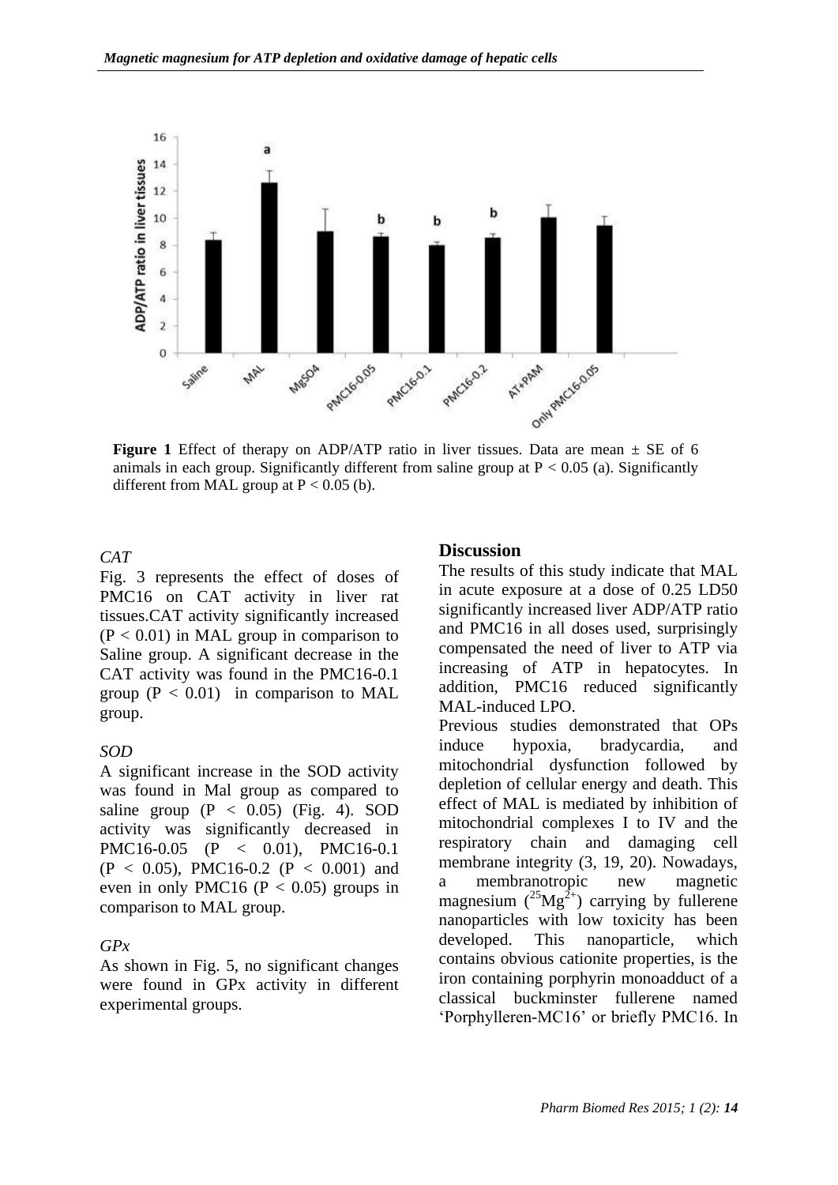16
14
12
10
8
6
4
2
0

ADP/ATP ratio in liver tissues

a
b
b
b

Saline
MAL
MgSO4
PMC16-0.05
PMC16-0.1
PMC16-0.2
AT+PAM
Only PMC16-0.05

**Figure 1** Effect of therapy on ADP/ATP ratio in liver tissues. Data are mean ± SE of 6 animals in each group. Significantly different from saline group at $P < 0.05$ (a). Significantly different from MAL group at $P < 0.05$ (b).

*CAT*

Fig. 3 represents the effect of doses of PMC16 on CAT activity in liver rat tissues.CAT activity significantly increased ($P < 0.01$) in MAL group in comparison to Saline group. A significant decrease in the CAT activity was found in the PMC16-0.1 group ($P < 0.01$) in comparison to MAL group.

*SOD*

A significant increase in the SOD activity was found in Mal group as compared to saline group ($P < 0.05$) (Fig. 4). SOD activity was significantly decreased in PMC16-0.05 ($P < 0.01$), PMC16-0.1 ($P < 0.05$), PMC16-0.2 ($P < 0.001$) and even in only PMC16 ($P < 0.05$) groups in comparison to MAL group.

*GPx*

As shown in Fig. 5, no significant changes were found in GPx activity in different experimental groups.

## Discussion

The results of this study indicate that MAL in acute exposure at a dose of 0.25 LD50 significantly increased liver ADP/ATP ratio and PMC16 in all doses used, surprisingly compensated the need of liver to ATP via increasing of ATP in hepatocytes. In addition, PMC16 reduced significantly MAL-induced LPO.

Previous studies demonstrated that OPs induce hypoxia, bradycardia, and mitochondrial dysfunction followed by depletion of cellular energy and death. This effect of MAL is mediated by inhibition of mitochondrial complexes I to IV and the respiratory chain and damaging cell membrane integrity (3, 19, 20). Nowadays, a membranotropic new magnetic magnesium ($^{25}Mg^{2+}$) carrying by fullerene nanoparticles with low toxicity has been developed. This nanoparticle, which contains obvious cationite properties, is the iron containing porphyrin monoadduct of a classical buckminster fullerene named 'Porphylleren-MC16' or briefly PMC16. In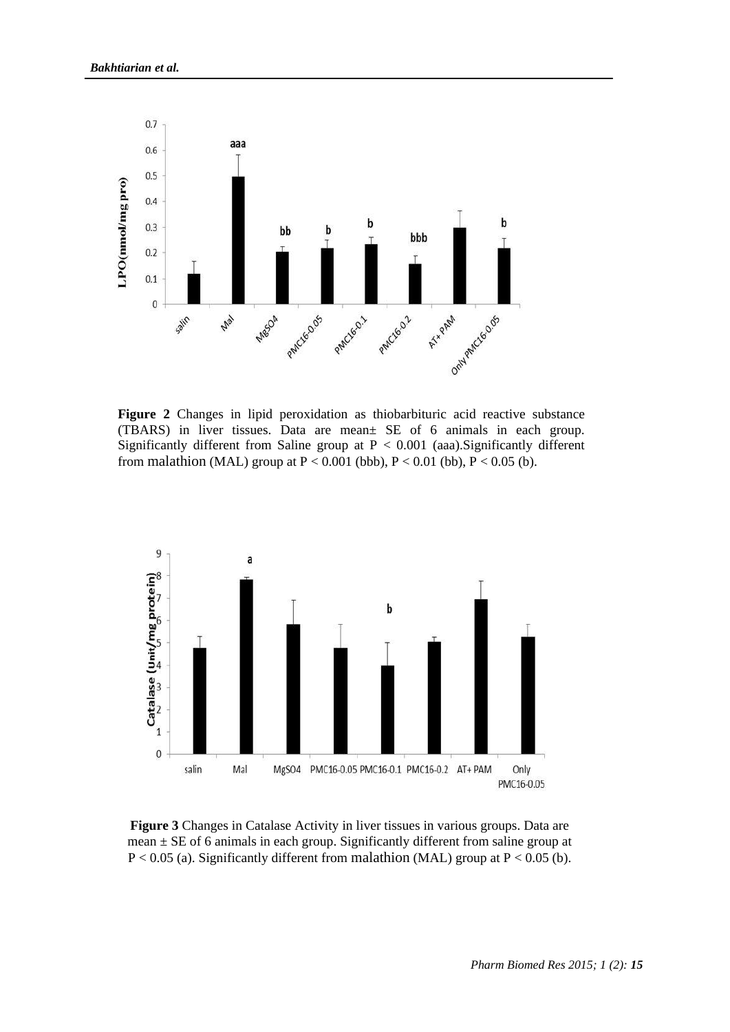**Figure 2** Changes in lipid peroxidation as thiobarbituric acid reactive substance (TBARS) in liver tissues. Data are mean± SE of 6 animals in each group. Significantly different from Saline group at $P < 0.001$ (aaa).Significantly different from malathion (MAL) group at $P < 0.001$ (bbb), $P < 0.01$ (bb), $P < 0.05$ (b).

**Figure 3** Changes in Catalase Activity in liver tissues in various groups. Data are mean ± SE of 6 animals in each group. Significantly different from saline group at $P < 0.05$ (a). Significantly different from malathion (MAL) group at $P < 0.05$ (b).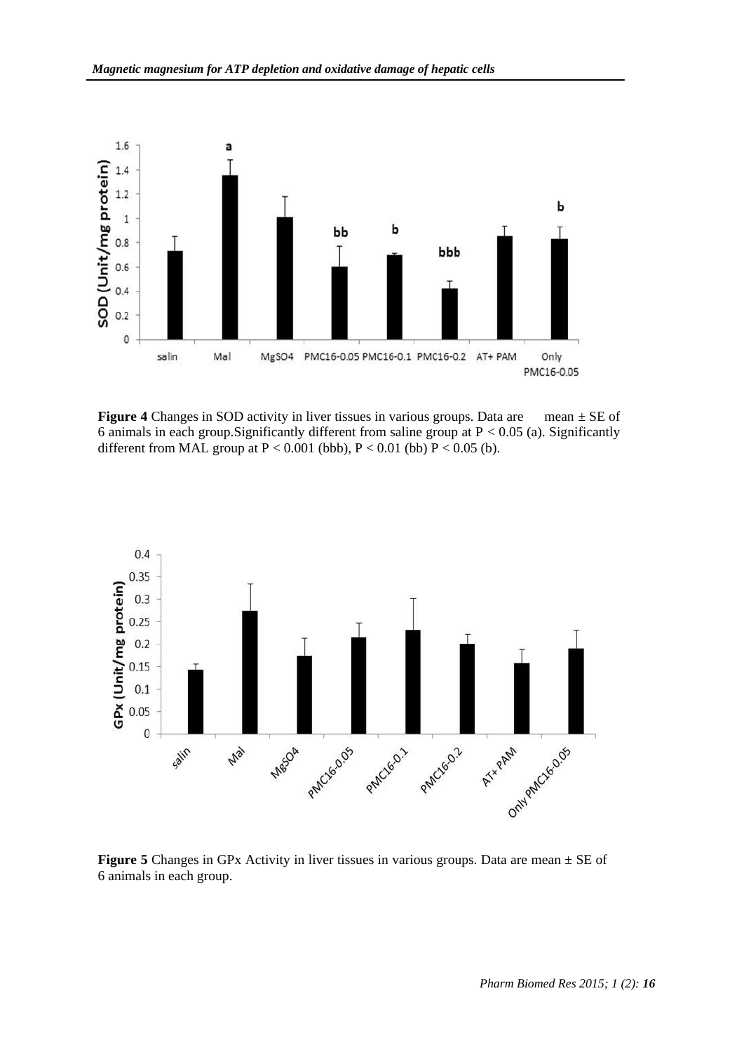SOD (Unit/mg protein)

1.6
1.4
1.2
1
0.8
0.6
0.4
0.2
0

a
bb
b
bbb
b

salin
Mal
MgSO4
PMC16-0.05
PMC16-0.1
PMC16-0.2
AT+ PAM
Only PMC16-0.05

**Figure 4** Changes in SOD activity in liver tissues in various groups. Data are mean ± SE of 6 animals in each group.Significantly different from saline group at $P < 0.05$ (a). Significantly different from MAL group at $P < 0.001$ (bbb), $P < 0.01$ (bb) $P < 0.05$ (b).

GPx (Unit/mg protein)

0.4
0.35
0.3
0.25
0.2
0.15
0.1
0.05
0

salin
Mal
MgSO4
PMC16-0.05
PMC16-0.1
PMC16-0.2
AT+ PAM
Only PMC16-0.05

**Figure 5** Changes in GPx Activity in liver tissues in various groups. Data are mean ± SE of 6 animals in each group.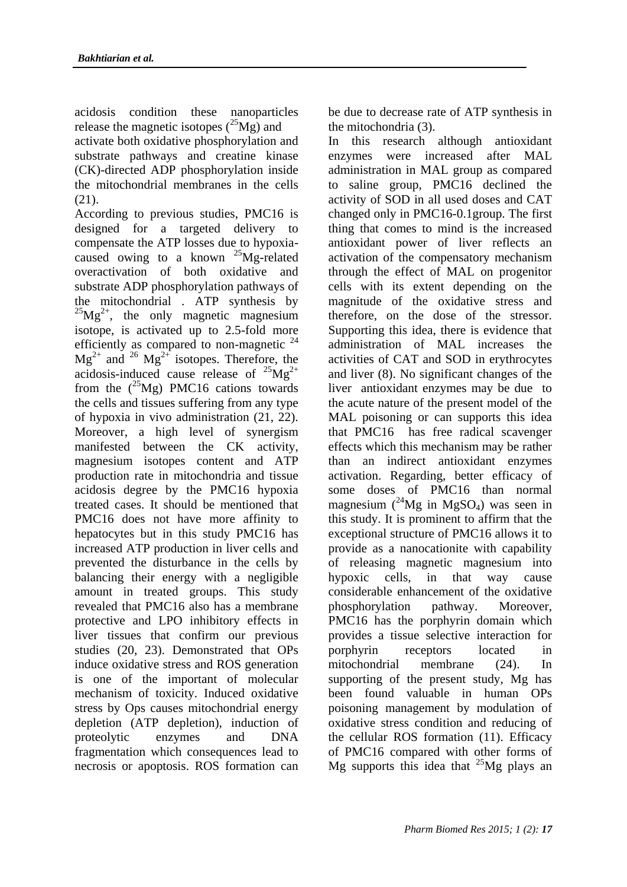acidosis condition these nanoparticles release the magnetic isotopes ($^{25}Mg$) and activate both oxidative phosphorylation and substrate pathways and creatine kinase (CK)-directed ADP phosphorylation inside the mitochondrial membranes in the cells (21).

According to previous studies, PMC16 is designed for a targeted delivery to compensate the ATP losses due to hypoxia-caused owing to a known $^{25}Mg$-related overactivation of both oxidative and substrate ADP phosphorylation pathways of the mitochondrial . ATP synthesis by $^{25}Mg^{2+}$, the only magnetic magnesium isotope, is activated up to 2.5-fold more efficiently as compared to non-magnetic $^{24}Mg^{2+}$ and $^{26}Mg^{2+}$ isotopes. Therefore, the acidosis-induced cause release of $^{25}Mg^{2+}$ from the ($^{25}Mg$) PMC16 cations towards the cells and tissues suffering from any type of hypoxia in vivo administration (21, 22). Moreover, a high level of synergism manifested between the CK activity, magnesium isotopes content and ATP production rate in mitochondria and tissue acidosis degree by the PMC16 hypoxia treated cases. It should be mentioned that PMC16 does not have more affinity to hepatocytes but in this study PMC16 has increased ATP production in liver cells and prevented the disturbance in the cells by balancing their energy with a negligible amount in treated groups. This study revealed that PMC16 also has a membrane protective and LPO inhibitory effects in liver tissues that confirm our previous studies (20, 23). Demonstrated that OPs induce oxidative stress and ROS generation is one of the important of molecular mechanism of toxicity. Induced oxidative stress by Ops causes mitochondrial energy depletion (ATP depletion), induction of proteolytic enzymes and DNA fragmentation which consequences lead to necrosis or apoptosis. ROS formation can be due to decrease rate of ATP synthesis in the mitochondria (3).

In this research although antioxidant enzymes were increased after MAL administration in MAL group as compared to saline group, PMC16 declined the activity of SOD in all used doses and CAT changed only in PMC16-0.1group. The first thing that comes to mind is the increased antioxidant power of liver reflects an activation of the compensatory mechanism through the effect of MAL on progenitor cells with its extent depending on the magnitude of the oxidative stress and therefore, on the dose of the stressor. Supporting this idea, there is evidence that administration of MAL increases the activities of CAT and SOD in erythrocytes and liver (8). No significant changes of the liver antioxidant enzymes may be due to the acute nature of the present model of the MAL poisoning or can supports this idea that PMC16 has free radical scavenger effects which this mechanism may be rather than an indirect antioxidant enzymes activation. Regarding, better efficacy of some doses of PMC16 than normal magnesium ($^{24}Mg$ in $MgSO_4$) was seen in this study. It is prominent to affirm that the exceptional structure of PMC16 allows it to provide as a nanocationite with capability of releasing magnetic magnesium into hypoxic cells, in that way cause considerable enhancement of the oxidative phosphorylation pathway. Moreover, PMC16 has the porphyrin domain which provides a tissue selective interaction for porphyrin receptors located in mitochondrial membrane (24). In supporting of the present study, Mg has been found valuable in human OPs poisoning management by modulation of oxidative stress condition and reducing of the cellular ROS formation (11). Efficacy of PMC16 compared with other forms of Mg supports this idea that $^{25}Mg$ plays an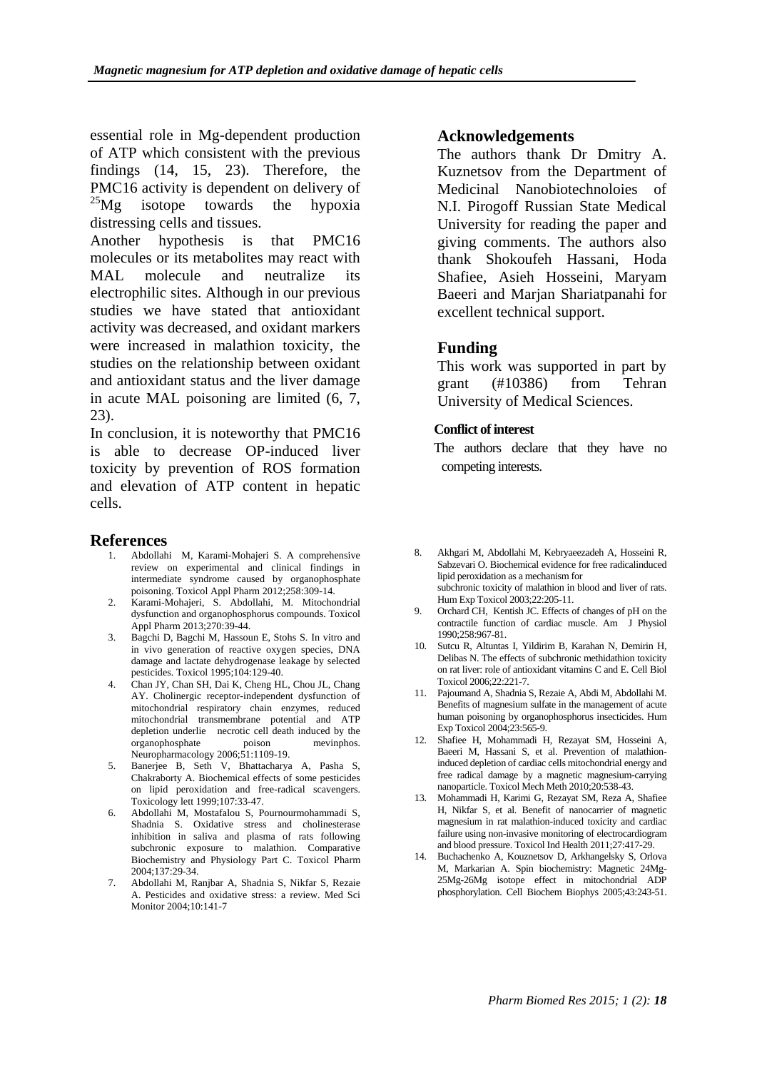essential role in Mg-dependent production of ATP which consistent with the previous findings (14, 15, 23). Therefore, the PMC16 activity is dependent on delivery of $^{25}$Mg isotope towards the hypoxia distressing cells and tissues.

Another hypothesis is that PMC16 molecules or its metabolites may react with MAL molecule and neutralize its electrophilic sites. Although in our previous studies we have stated that antioxidant activity was decreased, and oxidant markers were increased in malathion toxicity, the studies on the relationship between oxidant and antioxidant status and the liver damage in acute MAL poisoning are limited (6, 7, 23).

In conclusion, it is noteworthy that PMC16 is able to decrease OP-induced liver toxicity by prevention of ROS formation and elevation of ATP content in hepatic cells.

## Acknowledgements

The authors thank Dr Dmitry A. Kuznetsov from the Department of Medicinal Nanobiotechnoloies of N.I. Pirogoff Russian State Medical University for reading the paper and giving comments. The authors also thank Shokoufeh Hassani, Hoda Shafiee, Asieh Hosseini, Maryam Baeeri and Marjan Shariatpanahi for excellent technical support.

## Funding

This work was supported in part by grant (#10386) from Tehran University of Medical Sciences.

### Conflict of interest

The authors declare that they have no competing interests.

## References

1. Abdollahi M, Karami-Mohajeri S. A comprehensive review on experimental and clinical findings in intermediate syndrome caused by organophosphate poisoning. Toxicol Appl Pharm 2012;258:309-14.
2. Karami-Mohajeri, S. Abdollahi, M. Mitochondrial dysfunction and organophosphorus compounds. Toxicol Appl Pharm 2013;270:39-44.
3. Bagchi D, Bagchi M, Hassoun E, Stohs S. In vitro and in vivo generation of reactive oxygen species, DNA damage and lactate dehydrogenase leakage by selected pesticides. Toxicol 1995;104:129-40.
4. Chan JY, Chan SH, Dai K, Cheng HL, Chou JL, Chang AY. Cholinergic receptor-independent dysfunction of mitochondrial respiratory chain enzymes, reduced mitochondrial transmembrane potential and ATP depletion underlie necrotic cell death induced by the organophosphate poison mevinphos. Neuropharmacology 2006;51:1109-19.
5. Banerjee B, Seth V, Bhattacharya A, Pasha S, Chakraborty A. Biochemical effects of some pesticides on lipid peroxidation and free-radical scavengers. Toxicology lett 1999;107:33-47.
6. Abdollahi M, Mostafalou S, Pournourmohammadi S, Shadnia S. Oxidative stress and cholinesterase inhibition in saliva and plasma of rats following subchronic exposure to malathion. Comparative Biochemistry and Physiology Part C. Toxicol Pharm 2004;137:29-34.
7. Abdollahi M, Ranjbar A, Shadnia S, Nikfar S, Rezaie A. Pesticides and oxidative stress: a review. Med Sci Monitor 2004;10:141-7
8. Akhgari M, Abdollahi M, Kebryaeezadeh A, Hosseini R, Sabzevari O. Biochemical evidence for free radicalinduced lipid peroxidation as a mechanism for subchronic toxicity of malathion in blood and liver of rats. Hum Exp Toxicol 2003;22:205-11.
9. Orchard CH, Kentish JC. Effects of changes of pH on the contractile function of cardiac muscle. Am J Physiol 1990;258:967-81.
10. Sutcu R, Altuntas I, Yildirim B, Karahan N, Demirin H, Delibas N. The effects of subchronic methidathion toxicity on rat liver: role of antioxidant vitamins C and E. Cell Biol Toxicol 2006;22:221-7.
11. Pajoumand A, Shadnia S, Rezaie A, Abdi M, Abdollahi M. Benefits of magnesium sulfate in the management of acute human poisoning by organophosphorus insecticides. Hum Exp Toxicol 2004;23:565-9.
12. Shafiee H, Mohammadi H, Rezayat SM, Hosseini A, Baeeri M, Hassani S, et al. Prevention of malathion-induced depletion of cardiac cells mitochondrial energy and free radical damage by a magnetic magnesium-carrying nanoparticle. Toxicol Mech Meth 2010;20:538-43.
13. Mohammadi H, Karimi G, Rezayat SM, Reza A, Shafiee H, Nikfar S, et al. Benefit of nanocarrier of magnetic magnesium in rat malathion-induced toxicity and cardiac failure using non-invasive monitoring of electrocardiogram and blood pressure. Toxicol Ind Health 2011;27:417-29.
14. Buchachenko A, Kouznetsov D, Arkhangelsky S, Orlova M, Markarian A. Spin biochemistry: Magnetic 24Mg-25Mg-26Mg isotope effect in mitochondrial ADP phosphorylation. Cell Biochem Biophys 2005;43:243-51.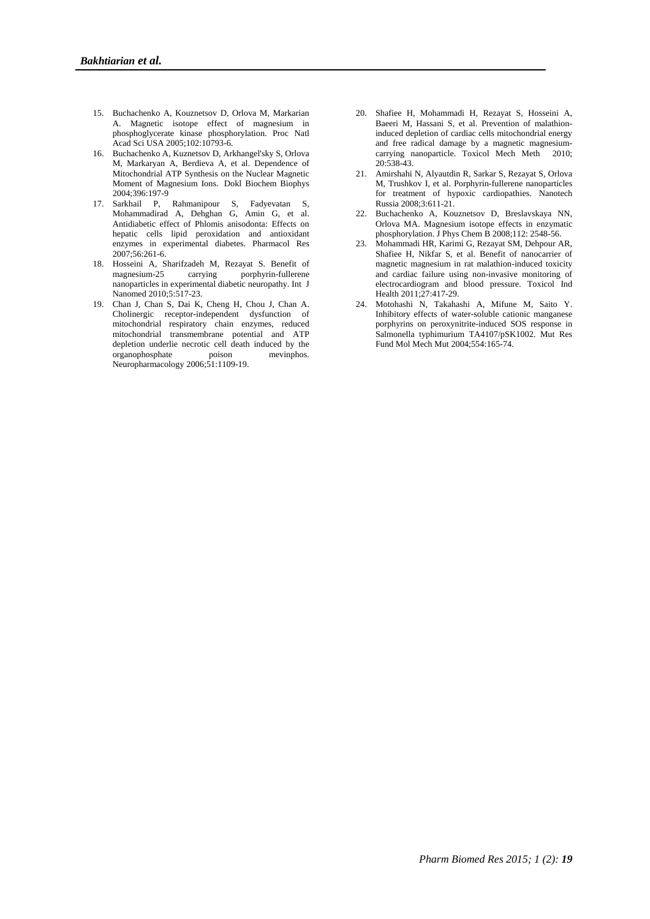15. Buchachenko A, Kouznetsov D, Orlova M, Markarian A. Magnetic isotope effect of magnesium in phosphoglycerate kinase phosphorylation. Proc Natl Acad Sci USA 2005;102:10793-6.
16. Buchachenko A, Kuznetsov D, Arkhangel'sky S, Orlova M, Markaryan A, Berdieva A, et al. Dependence of Mitochondrial ATP Synthesis on the Nuclear Magnetic Moment of Magnesium Ions. Dokl Biochem Biophys 2004;396:197-9
17. Sarkhail P, Rahmanipour S, Fadyevatan S, Mohammadirad A, Dehghan G, Amin G, et al. Antidiabetic effect of Phlomis anisodonta: Effects on hepatic cells lipid peroxidation and antioxidant enzymes in experimental diabetes. Pharmacol Res 2007;56:261-6.
18. Hosseini A, Sharifzadeh M, Rezayat S. Benefit of magnesium-25 carrying porphyrin-fullerene nanoparticles in experimental diabetic neuropathy. Int J Nanomed 2010;5:517-23.
19. Chan J, Chan S, Dai K, Cheng H, Chou J, Chan A. Cholinergic receptor-independent dysfunction of mitochondrial respiratory chain enzymes, reduced mitochondrial transmembrane potential and ATP depletion underlie necrotic cell death induced by the organophosphate poison mevinphos. Neuropharmacology 2006;51:1109-19.
20. Shafiee H, Mohammadi H, Rezayat S, Hosseini A, Baeeri M, Hassani S, et al. Prevention of malathion-induced depletion of cardiac cells mitochondrial energy and free radical damage by a magnetic magnesium-carrying nanoparticle. Toxicol Mech Meth 2010; 20:538-43.
21. Amirshahi N, Alyautdin R, Sarkar S, Rezayat S, Orlova M, Trushkov I, et al. Porphyrin-fullerene nanoparticles for treatment of hypoxic cardiopathies. Nanotech Russia 2008;3:611-21.
22. Buchachenko A, Kouznetsov D, Breslavskaya NN, Orlova MA. Magnesium isotope effects in enzymatic phosphorylation. J Phys Chem B 2008;112: 2548-56.
23. Mohammadi HR, Karimi G, Rezayat SM, Dehpour AR, Shafiee H, Nikfar S, et al. Benefit of nanocarrier of magnetic magnesium in rat malathion-induced toxicity and cardiac failure using non-invasive monitoring of electrocardiogram and blood pressure. Toxicol Ind Health 2011;27:417-29.
24. Motohashi N, Takahashi A, Mifune M, Saito Y. Inhibitory effects of water-soluble cationic manganese porphyrins on peroxynitrite-induced SOS response in Salmonella typhimurium TA4107/pSK1002. Mut Res Fund Mol Mech Mut 2004;554:165-74.